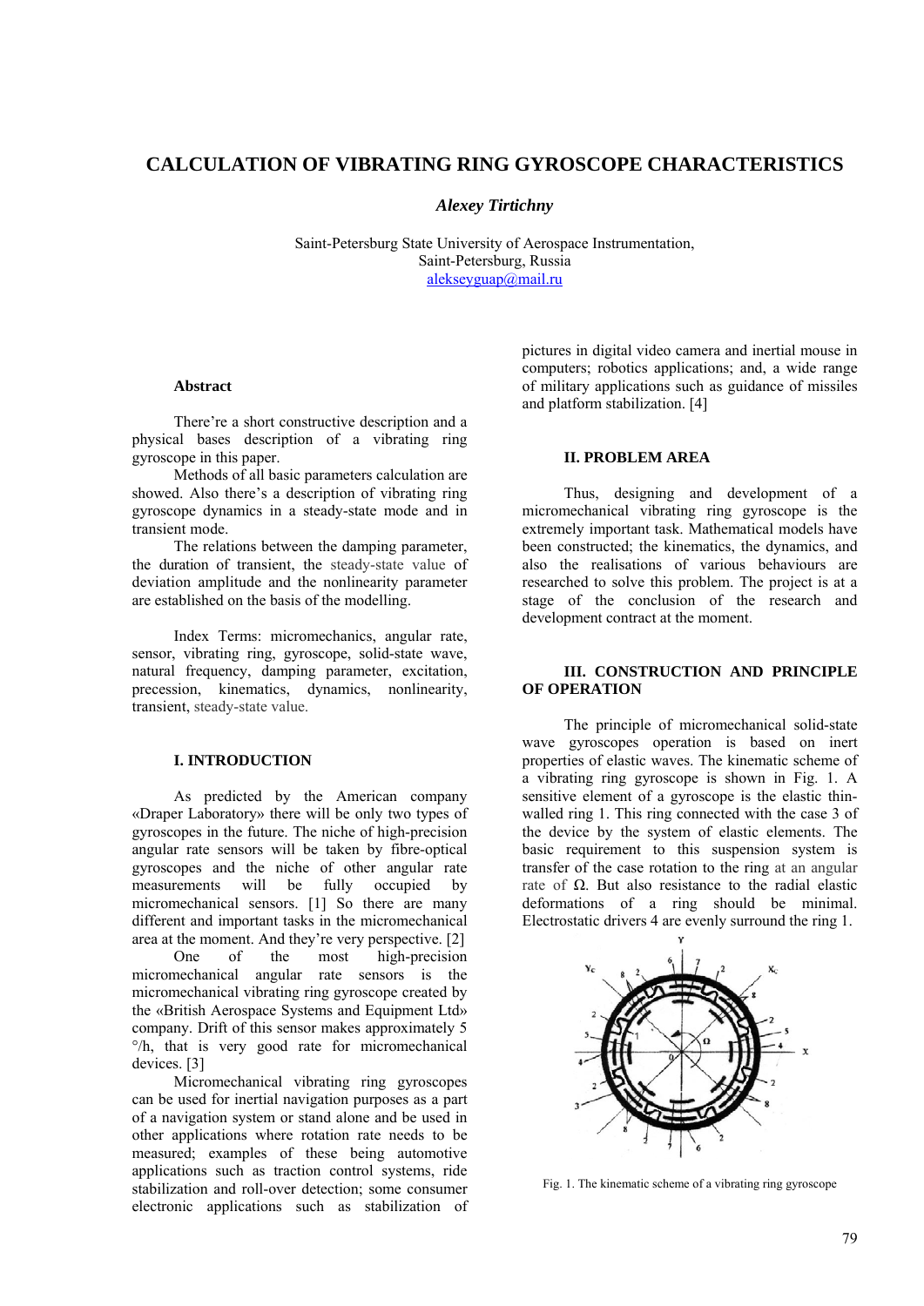# CALCULATION OF VIBRATING RING GYROSCOPE CHARACTERISTICS

***Alexey Tirtichny***

Saint-Petersburg State University of Aerospace Instrumentation,
Saint-Petersburg, Russia
alekseyguap@mail.ru

### Abstract

There're a short constructive description and a physical bases description of a vibrating ring gyroscope in this paper.

Methods of all basic parameters calculation are showed. Also there's a description of vibrating ring gyroscope dynamics in a steady-state mode and in transient mode.

The relations between the damping parameter, the duration of transient, the steady-state value of deviation amplitude and the nonlinearity parameter are established on the basis of the modelling.

Index Terms: micromechanics, angular rate, sensor, vibrating ring, gyroscope, solid-state wave, natural frequency, damping parameter, excitation, precession, kinematics, dynamics, nonlinearity, transient, steady-state value.

## I. INTRODUCTION

As predicted by the American company «Draper Laboratory» there will be only two types of gyroscopes in the future. The niche of high-precision angular rate sensors will be taken by fibre-optical gyroscopes and the niche of other angular rate measurements will be fully occupied by micromechanical sensors. [1] So there are many different and important tasks in the micromechanical area at the moment. And they're very perspective. [2]

One of the most high-precision micromechanical angular rate sensors is the micromechanical vibrating ring gyroscope created by the «British Aerospace Systems and Equipment Ltd» company. Drift of this sensor makes approximately 5 °/h, that is very good rate for micromechanical devices. [3]

Micromechanical vibrating ring gyroscopes can be used for inertial navigation purposes as a part of a navigation system or stand alone and be used in other applications where rotation rate needs to be measured; examples of these being automotive applications such as traction control systems, ride stabilization and roll-over detection; some consumer electronic applications such as stabilization of pictures in digital video camera and inertial mouse in computers; robotics applications; and, a wide range of military applications such as guidance of missiles and platform stabilization. [4]

## II. PROBLEM AREA

Thus, designing and development of a micromechanical vibrating ring gyroscope is the extremely important task. Mathematical models have been constructed; the kinematics, the dynamics, and also the realisations of various behaviours are researched to solve this problem. The project is at a stage of the conclusion of the research and development contract at the moment.

## III. CONSTRUCTION AND PRINCIPLE OF OPERATION

The principle of micromechanical solid-state wave gyroscopes operation is based on inert properties of elastic waves. The kinematic scheme of a vibrating ring gyroscope is shown in Fig. 1. A sensitive element of a gyroscope is the elastic thin-walled ring 1. This ring connected with the case 3 of the device by the system of elastic elements. The basic requirement to this suspension system is transfer of the case rotation to the ring at an angular rate of $\Omega$. But also resistance to the radial elastic deformations of a ring should be minimal. Electrostatic drivers 4 are evenly surround the ring 1.

Fig. 1. The kinematic scheme of a vibrating ring gyroscope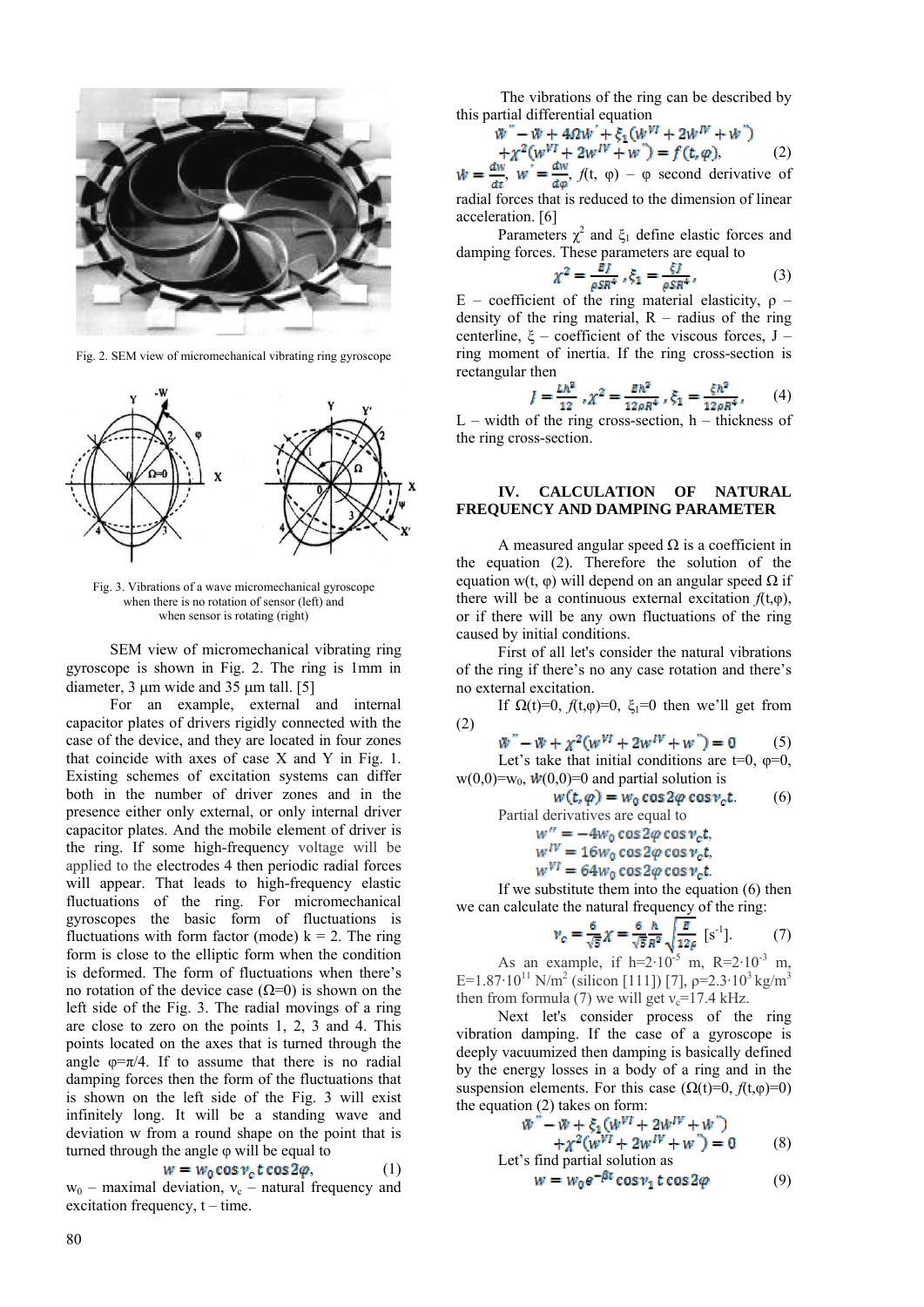Fig. 2. SEM view of micromechanical vibrating ring gyroscope

Fig. 3. Vibrations of a wave micromechanical gyroscope when there is no rotation of sensor (left) and when sensor is rotating (right)

SEM view of micromechanical vibrating ring gyroscope is shown in Fig. 2. The ring is 1mm in diameter, 3 μm wide and 35 μm tall. [5]

For an example, external and internal capacitor plates of drivers rigidly connected with the case of the device, and they are located in four zones that coincide with axes of case X and Y in Fig. 1. Existing schemes of excitation systems can differ both in the number of driver zones and in the presence either only external, or only internal driver capacitor plates. And the mobile element of driver is the ring. If some high-frequency voltage will be applied to the electrodes 4 then periodic radial forces will appear. That leads to high-frequency elastic fluctuations of the ring. For micromechanical gyroscopes the basic form of fluctuations is fluctuations with form factor (mode) k = 2. The ring form is close to the elliptic form when the condition is deformed. The form of fluctuations when there's no rotation of the device case (Ω=0) is shown on the left side of the Fig. 3. The radial movings of a ring are close to zero on the points 1, 2, 3 and 4. This points located on the axes that is turned through the angle φ=π/4. If to assume that there is no radial damping forces then the form of the fluctuations that is shown on the left side of the Fig. 3 will exist infinitely long. It will be a standing wave and deviation w from a round shape on the point that is turned through the angle φ will be equal to

$$w = w_0 \cos \nu_c t \cos 2\varphi, \tag{1}$$

$w_0$ – maximal deviation, $\nu_c$ – natural frequency and excitation frequency, t – time.

The vibrations of the ring can be described by this partial differential equation

$$\ddot{w}'' - \ddot{w} + 4\Omega\dot{w}' + \xi_1(\dot{w}^{VI} + 2\dot{w}^{IV} + \dot{w}'') + \chi^2(w^{VI} + 2w^{IV} + w'') = f(t,\varphi), \tag{2}$$

$\dot{w} = \frac{dw}{dt}$, $w' = \frac{dw}{d\varphi}$, $f(t, \varphi)$ – φ second derivative of radial forces that is reduced to the dimension of linear acceleration. [6]

Parameters $\chi^2$ and $\xi_1$ define elastic forces and damping forces. These parameters are equal to

$$\chi^2 = \frac{EJ}{\rho S R^4}, \xi_1 = \frac{\xi J}{\rho S R^4}, \tag{3}$$

E – coefficient of the ring material elasticity, ρ – density of the ring material, R – radius of the ring centerline, ξ – coefficient of the viscous forces, J – ring moment of inertia. If the ring cross-section is rectangular then

$$J = \frac{Lh^3}{12}, \chi^2 = \frac{Eh^2}{12\rho R^4}, \xi_1 = \frac{\xi h^2}{12\rho R^4}, \tag{4}$$

L – width of the ring cross-section, h – thickness of the ring cross-section.

## IV. CALCULATION OF NATURAL FREQUENCY AND DAMPING PARAMETER

A measured angular speed Ω is a coefficient in the equation (2). Therefore the solution of the equation w(t, φ) will depend on an angular speed Ω if there will be a continuous external excitation $f(t,\varphi)$, or if there will be any own fluctuations of the ring caused by initial conditions.

First of all let's consider the natural vibrations of the ring if there's no any case rotation and there's no external excitation.

If $\Omega(t)=0$, $f(t,\varphi)=0$, $\xi_1=0$ then we'll get from (2)

$$\ddot{w}'' - \ddot{w} + \chi^2(w^{VI} + 2w^{IV} + w'') = 0 \tag{5}$$

Let's take that initial conditions are t=0, φ=0, $w(0,0)=w_0$, $\dot{w}(0,0)=0$ and partial solution is

$$w(t,\varphi) = w_0 \cos 2\varphi \cos \nu_c t. \tag{6}$$

Partial derivatives are equal to

$$w'' = -4w_0 \cos 2\varphi \cos \nu_c t,$$
$$w^{IV} = 16w_0 \cos 2\varphi \cos \nu_c t,$$
$$w^{VI} = 64w_0 \cos 2\varphi \cos \nu_c t.$$

If we substitute them into the equation (6) then we can calculate the natural frequency of the ring:

$$\nu_c = \frac{6}{\sqrt{5}}\chi = \frac{6}{\sqrt{5}}\frac{h}{R^2}\sqrt{\frac{E}{12\rho}} \text{ [s}^{-1}\text{]}. \tag{7}$$

As an example, if $h=2\cdot10^{-5}$ m, $R=2\cdot10^{-3}$ m, $E=1.87\cdot10^{11}$ N/m$^2$ (silicon [111]) [7], $\rho=2.3\cdot10^3$ kg/m$^3$ then from formula (7) we will get $\nu_c$=17.4 kHz.

Next let's consider process of the ring vibration damping. If the case of a gyroscope is deeply vacuumized then damping is basically defined by the energy losses in a body of a ring and in the suspension elements. For this case ($\Omega(t)=0$, $f(t,\varphi)=0$) the equation (2) takes on form:

$$\ddot{w}'' - \ddot{w} + \xi_1(\dot{w}^{VI} + 2\dot{w}^{IV} + \dot{w}'') + \chi^2(w^{VI} + 2w^{IV} + w'') = 0 \tag{8}$$

Let's find partial solution as

$$w = w_0 e^{-\beta t} \cos \nu_1 t \cos 2\varphi \tag{9}$$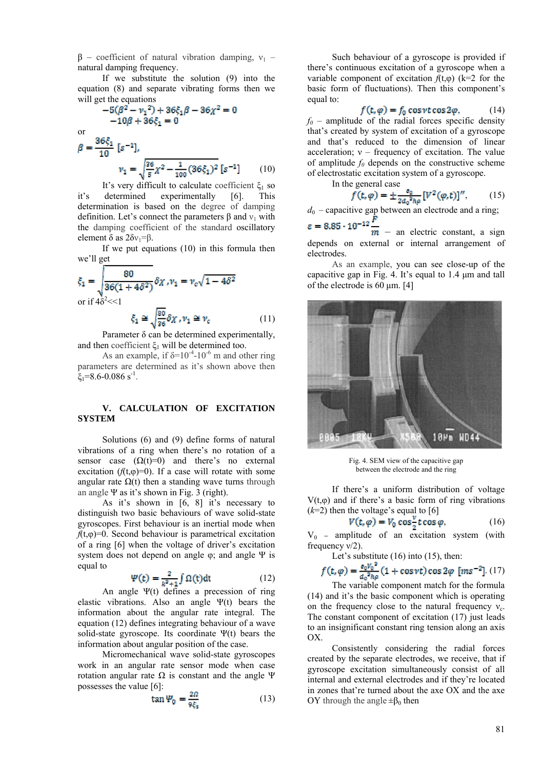β – coefficient of natural vibration damping, $\nu_1$ – natural damping frequency.

If we substitute the solution (9) into the equation (8) and separate vibrating forms then we will get the equations

$$-5(\beta^2 - \nu_1^2) + 36\xi_1\beta - 36\chi^2 = 0$$
$$-10\beta + 36\xi_1 = 0$$

or

$$\beta = \frac{36\xi_1}{10}\ [s^{-1}],$$

$$\nu_1 = \sqrt{\frac{36}{5}\chi^2 - \frac{1}{100}(36\xi_1)^2}\ [s^{-1}] \qquad (10)$$

It's very difficult to calculate coefficient $\xi_1$ so it's determined experimentally [6]. This determination is based on the degree of damping definition. Let's connect the parameters β and $\nu_1$ with the damping coefficient of the standard oscillatory element δ as $2\delta\nu_1=\beta$.

If we put equations (10) in this formula then we'll get

$$\xi_1 = \sqrt{\frac{80}{36(1+4\delta^2)}}\delta\chi, \nu_1 = \nu_c\sqrt{1-4\delta^2}$$

or if $4\delta^2 \ll 1$

$$\xi_1 \cong \sqrt{\frac{80}{36}}\delta\chi, \nu_1 \cong \nu_c \qquad (11)$$

Parameter δ can be determined experimentally, and then coefficient $\xi_1$ will be determined too.

As an example, if $\delta=10^{-4}$-$10^{-6}$ m and other ring parameters are determined as it's shown above then $\xi_1$=8.6-0.086 $s^{-1}$.

## V. CALCULATION OF EXCITATION SYSTEM

Solutions (6) and (9) define forms of natural vibrations of a ring when there's no rotation of a sensor case ($\Omega(t)=0$) and there's no external excitation ($f(t,\varphi)=0$). If a case will rotate with some angular rate $\Omega(t)$ then a standing wave turns through an angle Ψ as it's shown in Fig. 3 (right).

As it's shown in [6, 8] it's necessary to distinguish two basic behaviours of wave solid-state gyroscopes. First behaviour is an inertial mode when $f(t,\varphi)=0$. Second behaviour is parametrical excitation of a ring [6] when the voltage of driver's excitation system does not depend on angle φ; and angle Ψ is equal to

$$\Psi(t) = \frac{2}{k^2+1}\int \Omega(t)dt \qquad (12)$$

An angle Ψ(t) defines a precession of ring elastic vibrations. Also an angle Ψ(t) bears the information about the angular rate integral. The equation (12) defines integrating behaviour of a wave solid-state gyroscope. Its coordinate Ψ(t) bears the information about angular position of the case.

Micromechanical wave solid-state gyroscopes work in an angular rate sensor mode when case rotation angular rate Ω is constant and the angle Ψ possesses the value [6]:

$$\tan\Psi_0 = \frac{2\Omega}{9\xi_1} \qquad (13)$$

Such behaviour of a gyroscope is provided if there's continuous excitation of a gyroscope when a variable component of excitation $f(t,\varphi)$ (k=2 for the basic form of fluctuations). Then this component's equal to:

$$f(t,\varphi) = f_0\cos\nu t\cos 2\varphi, \qquad (14)$$

$f_0$ – amplitude of the radial forces specific density that's created by system of excitation of a gyroscope and that's reduced to the dimension of linear acceleration; ν – frequency of excitation. The value of amplitude $f_0$ depends on the constructive scheme of electrostatic excitation system of a gyroscope.

In the general case

$$f(t,\varphi) = \pm\frac{\varepsilon_0}{2d_0{}^2h\rho}[V^2(\varphi,t)]'', \qquad (15)$$

$d_0$ – capacitive gap between an electrode and a ring;

$\varepsilon = 8.85\cdot10^{-12}\frac{F}{m}$ – an electric constant, a sign depends on external or internal arrangement of electrodes.

As an example, you can see close-up of the capacitive gap in Fig. 4. It's equal to 1.4 µm and tall of the electrode is 60 µm. [4]

Fig. 4. SEM view of the capacitive gap between the electrode and the ring

If there's a uniform distribution of voltage V(t,φ) and if there's a basic form of ring vibrations (*k*=2) then the voltage's equal to [6]

$$V(t,\varphi) = V_0\cos\frac{\nu}{2}t\cos\varphi, \qquad (16)$$

$V_0$ – amplitude of an excitation system (with frequency ν/2).

Let's substitute (16) into (15), then:

$$f(t,\varphi) = \frac{\varepsilon_0 V_0{}^2}{d_0{}^2h\rho}(1+\cos\nu t)\cos 2\varphi\ [ms^{-2}]. \quad (17)$$

The variable component match for the formula (14) and it's the basic component which is operating on the frequency close to the natural frequency $\nu_c$. The constant component of excitation (17) just leads to an insignificant constant ring tension along an axis OX.

Consistently considering the radial forces created by the separate electrodes, we receive, that if gyroscope excitation simultaneously consist of all internal and external electrodes and if they're located in zones that're turned about the axe OX and the axe OY through the angle $\pm\beta_0$ then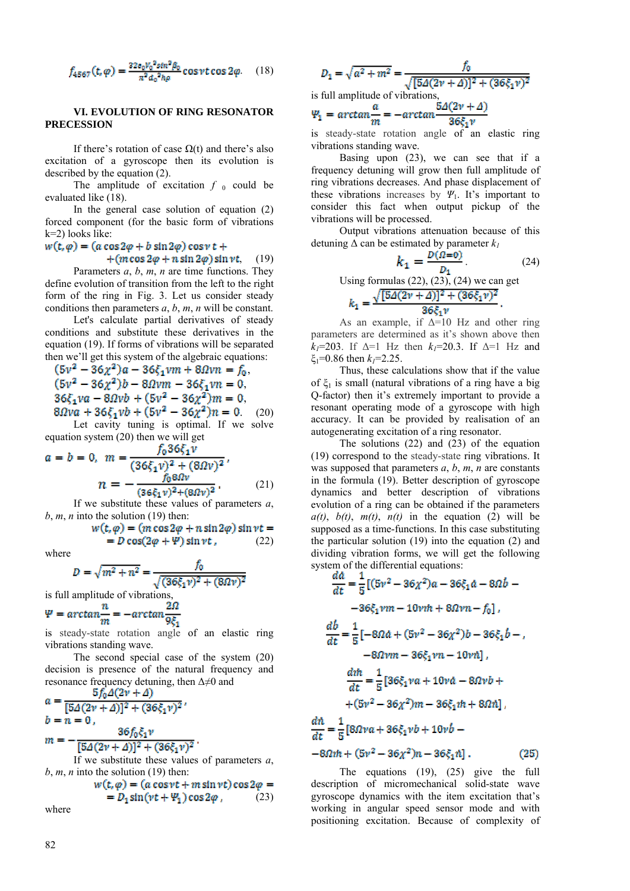$$f_{4567}(t,\varphi)=\frac{32 e_0 V_0^2 \sin^2\beta_0}{\pi^2 d_0^2 h\rho}\cos\nu t\cos 2\varphi. \quad (18)$$

## VI. EVOLUTION OF RING RESONATOR PRECESSION

If there's rotation of case $\Omega(t)$ and there's also excitation of a gyroscope then its evolution is described by the equation (2).

The amplitude of excitation $f_0$ could be evaluated like (18).

In the general case solution of equation (2) forced component (for the basic form of vibrations k=2) looks like:

$$w(t,\varphi)=(a\cos 2\varphi+b\sin 2\varphi)\cos\nu t+$$
$$+(m\cos 2\varphi+n\sin 2\varphi)\sin\nu t. \quad (19)$$

Parameters $a$, $b$, $m$, $n$ are time functions. They define evolution of transition from the left to the right form of the ring in Fig. 3. Let us consider steady conditions then parameters $a$, $b$, $m$, $n$ will be constant.

Let's calculate partial derivatives of steady conditions and substitute these derivatives in the equation (19). If forms of vibrations will be separated then we'll get this system of the algebraic equations:

$$(5\nu^2-36\chi^2)a-36\xi_1\nu m+8\Omega\nu n=f_0,$$
$$(5\nu^2-36\chi^2)b-8\Omega\nu m-36\xi_1\nu n=0,$$
$$36\xi_1\nu a-8\Omega\nu b+(5\nu^2-36\chi^2)m=0,$$
$$8\Omega\nu a+36\xi_1\nu b+(5\nu^2-36\chi^2)n=0. \quad (20)$$

Let cavity tuning is optimal. If we solve equation system (20) then we will get

$$a=b=0,\quad m=\frac{f_0 36\xi_1\nu}{(36\xi_1\nu)^2+(8\Omega\nu)^2},$$
$$n=-\frac{f_0 8\Omega\nu}{(36\xi_1\nu)^2+(8\Omega\nu)^2}. \quad (21)$$

If we substitute these values of parameters $a$, $b$, $m$, $n$ into the solution (19) then:

$$w(t,\varphi)=(m\cos 2\varphi+n\sin 2\varphi)\sin\nu t=$$
$$=D\cos(2\varphi+\Psi)\sin\nu t, \quad (22)$$

where

$$D=\sqrt{m^2+n^2}=\frac{f_0}{\sqrt{(36\xi_1\nu)^2+(8\Omega\nu)^2}}$$

is full amplitude of vibrations,

$$\Psi=\arctan\frac{n}{m}=-\arctan\frac{2\Omega}{9\xi_1}$$

is steady-state rotation angle of an elastic ring vibrations standing wave.

The second special case of the system (20) decision is presence of the natural frequency and resonance frequency detuning, then $\Delta\neq 0$ and

$$a=\frac{5f_0\Delta(2\nu+\Delta)}{[5\Delta(2\nu+\Delta)]^2+(36\xi_1\nu)^2},$$
$$b=n=0,$$
$$m=-\frac{36 f_0\xi_1\nu}{[5\Delta(2\nu+\Delta)]^2+(36\xi_1\nu)^2}.$$

If we substitute these values of parameters $a$, $b$, $m$, $n$ into the solution (19) then:

$$w(t,\varphi)=(a\cos\nu t+m\sin\nu t)\cos 2\varphi=$$
$$=D_1\sin(\nu t+\Psi_1)\cos 2\varphi, \quad (23)$$

where

$$D_1=\sqrt{a^2+m^2}=\frac{f_0}{\sqrt{[5\Delta(2\nu+\Delta)]^2+(36\xi_1\nu)^2}}$$

is full amplitude of vibrations,

$$\Psi_1=\arctan\frac{a}{m}=-\arctan\frac{5\Delta(2\nu+\Delta)}{36\xi_1\nu}$$

is steady-state rotation angle of an elastic ring vibrations standing wave.

Basing upon (23), we can see that if a frequency detuning will grow then full amplitude of ring vibrations decreases. And phase displacement of these vibrations increases by $\Psi_1$. It's important to consider this fact when output pickup of the vibrations will be processed.

Output vibrations attenuation because of this detuning $\Delta$ can be estimated by parameter $k_1$

$$k_1=\frac{D(\Omega=0)}{D_1}. \quad (24)$$

Using formulas (22), (23), (24) we can get

$$k_1=\frac{\sqrt{[5\Delta(2\nu+\Delta)]^2+(36\xi_1\nu)^2}}{36\xi_1\nu}.$$

As an example, if $\Delta$=10 Hz and other ring parameters are determined as it's shown above then $k_1$=203. If $\Delta$=1 Hz then $k_1$=20.3. If $\Delta$=1 Hz and $\xi_1$=0.86 then $k_1$=2.25.

Thus, these calculations show that if the value of $\xi_1$ is small (natural vibrations of a ring have a big Q-factor) then it's extremely important to provide a resonant operating mode of a gyroscope with high accuracy. It can be provided by realisation of an autogenerating excitation of a ring resonator.

The solutions (22) and (23) of the equation (19) correspond to the steady-state ring vibrations. It was supposed that parameters $a$, $b$, $m$, $n$ are constants in the formula (19). Better description of gyroscope dynamics and better description of vibrations evolution of a ring can be obtained if the parameters $a(t)$, $b(t)$, $m(t)$, $n(t)$ in the equation (2) will be supposed as a time-functions. In this case substituting the particular solution (19) into the equation (2) and dividing vibration forms, we will get the following system of the differential equations:

$$\frac{d\dot a}{dt}=\frac{1}{5}[(5\nu^2-36\chi^2)a-36\xi_1\dot a-8\Omega\dot b-$$
$$-36\xi_1\nu m-10\nu\dot m+8\Omega\nu n-f_0],$$

$$\frac{d\dot b}{dt}=\frac{1}{5}[-8\Omega\dot a+(5\nu^2-36\chi^2)b-36\xi_1\dot b-,$$
$$-8\Omega\nu m-36\xi_1\nu n-10\nu\dot n],$$

$$\frac{d\dot m}{dt}=\frac{1}{5}[36\xi_1\nu a+10\nu\dot a-8\Omega\nu b+$$
$$+(5\nu^2-36\chi^2)m-36\xi_1\dot m+8\Omega\dot n],$$

$$\frac{d\dot n}{dt}=\frac{1}{5}[8\Omega\nu a+36\xi_1\nu b+10\nu\dot b-$$
$$-8\Omega\dot m+(5\nu^2-36\chi^2)n-36\xi_1\dot n]. \quad (25)$$

The equations (19), (25) give the full description of micromechanical solid-state wave gyroscope dynamics with the item excitation that's working in angular speed sensor mode and with positioning excitation. Because of complexity of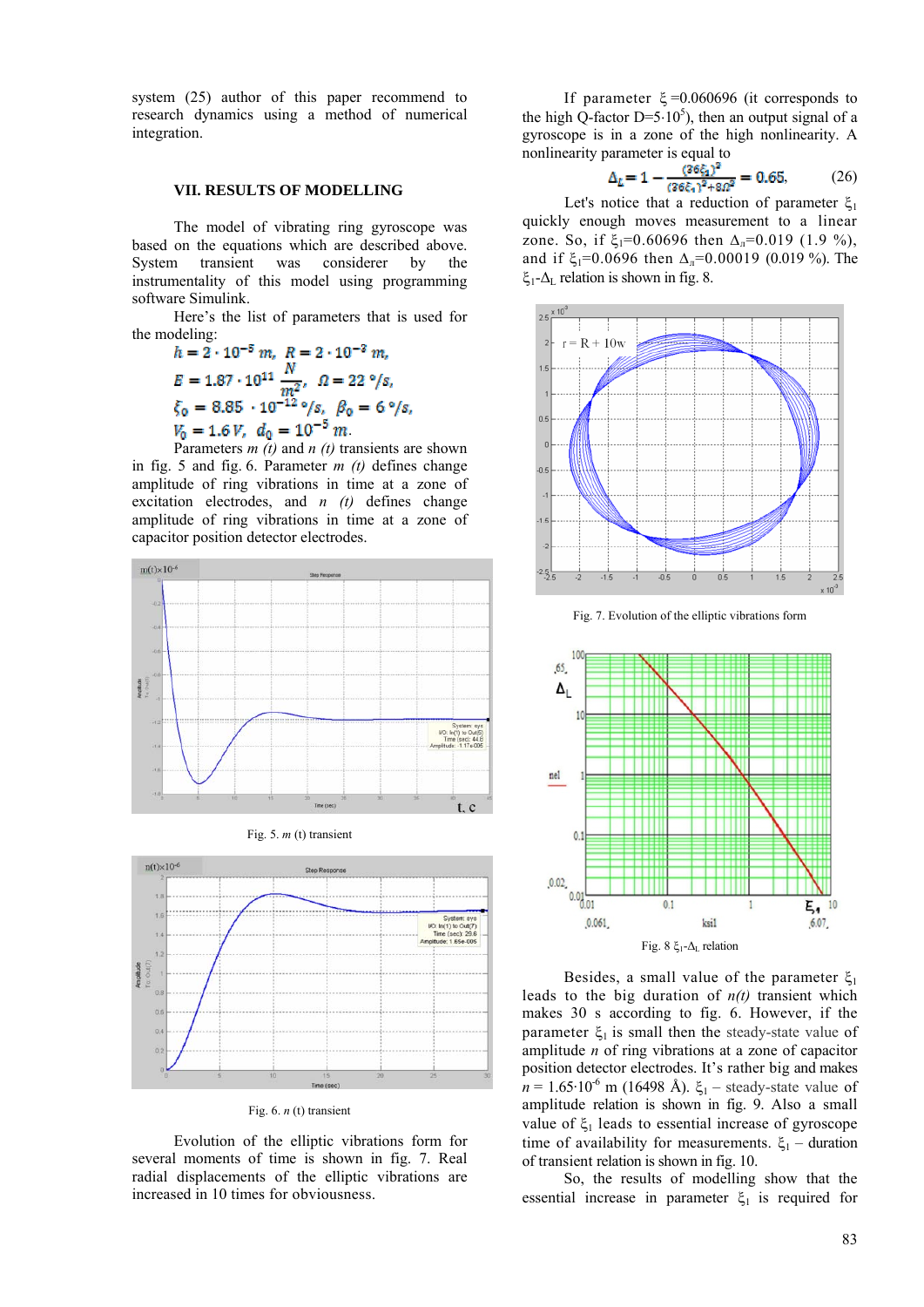system (25) author of this paper recommend to research dynamics using a method of numerical integration.

## VII. RESULTS OF MODELLING

The model of vibrating ring gyroscope was based on the equations which are described above. System transient was considerer by the instrumentality of this model using programming software Simulink.

Here's the list of parameters that is used for the modeling:

$$h = 2 \cdot 10^{-5}\, m,\;\; R = 2 \cdot 10^{-2}\, m,$$

$$E = 1.87 \cdot 10^{11}\, \frac{N}{m^2},\;\; \Omega = 22\, °/s,$$

$$\xi_0 = 8.85 \cdot 10^{-12}\, °/s,\;\; \beta_0 = 6\, °/s,$$

$$V_0 = 1.6\, V,\;\; d_0 = 10^{-5}\, m.$$

Parameters *m (t)* and *n (t)* transients are shown in fig. 5 and fig. 6. Parameter *m (t)* defines change amplitude of ring vibrations in time at a zone of excitation electrodes, and *n (t)* defines change amplitude of ring vibrations in time at a zone of capacitor position detector electrodes.

Fig. 5. *m* (t) transient

Fig. 6. *n* (t) transient

Evolution of the elliptic vibrations form for several moments of time is shown in fig. 7. Real radial displacements of the elliptic vibrations are increased in 10 times for obviousness.

If parameter $\xi$ =0.060696 (it corresponds to the high Q-factor D=5·10[5]), then an output signal of a gyroscope is in a zone of the high nonlinearity. A nonlinearity parameter is equal to

$$\Delta_L = 1 - \frac{(36\xi_1)^2}{(36\xi_1)^2 + 8\Omega^2} = 0.65, \qquad (26)$$

Let's notice that a reduction of parameter $\xi_1$ quickly enough moves measurement to a linear zone. So, if $\xi_1$=0.60696 then $\Delta_л$=0.019 (1.9 %), and if $\xi_1$=0.0696 then $\Delta_л$=0.00019 (0.019 %). The $\xi_1$-$\Delta_L$ relation is shown in fig. 8.

Fig. 7. Evolution of the elliptic vibrations form

Fig. 8 $\xi_1$-$\Delta_L$ relation

Besides, a small value of the parameter $\xi_1$ leads to the big duration of *n(t)* transient which makes 30 s according to fig. 6. However, if the parameter $\xi_1$ is small then the steady-state value of amplitude *n* of ring vibrations at a zone of capacitor position detector electrodes. It's rather big and makes $n$ = 1.65·10[-6] m (16498 Å). $\xi_1$ – steady-state value of amplitude relation is shown in fig. 9. Also a small value of $\xi_1$ leads to essential increase of gyroscope time of availability for measurements. $\xi_1$ – duration of transient relation is shown in fig. 10.

So, the results of modelling show that the essential increase in parameter $\xi_1$ is required for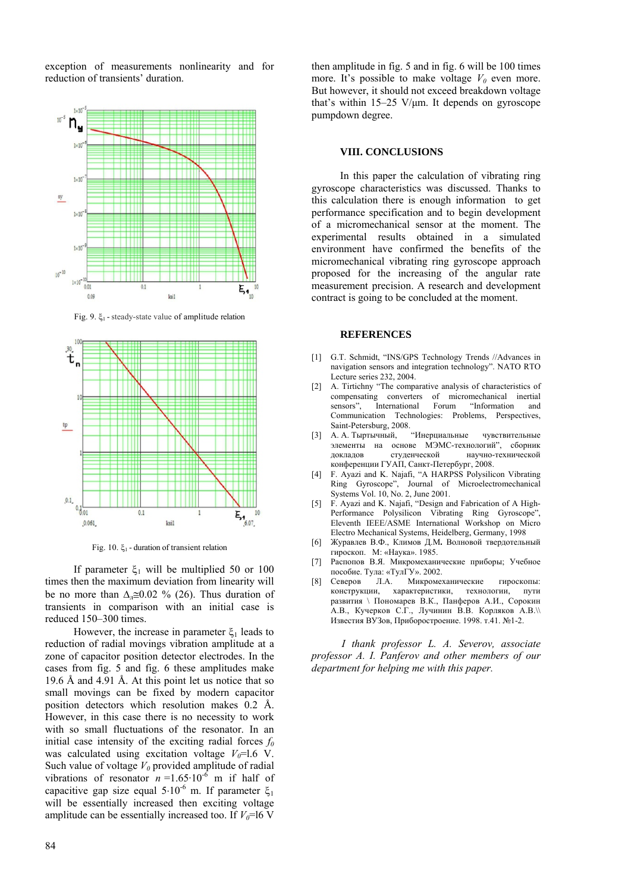exception of measurements nonlinearity and for reduction of transients' duration.

1×10⁻⁵
10⁻⁵ $n_y$
1×10⁻⁶
1×10⁻⁷
ny
1×10⁻⁸
1×10⁻⁹
10⁻¹⁰ 1×10⁻¹⁰
0.01 0.1 1 $\xi_1$ 10
0.09 ksi1 10

Fig. 9. $\xi_1$ - steady-state value of amplitude relation

100
30 $t_n$
10
tp
1
0.1
0.01 0.1 1 $\xi_1$ 10
0.061 ksi1 6.07

Fig. 10. $\xi_1$ - duration of transient relation

If parameter $\xi_1$ will be multiplied 50 or 100 times then the maximum deviation from linearity will be no more than $\Delta_л \cong 0.02$ % (26). Thus duration of transients in comparison with an initial case is reduced 150–300 times.

However, the increase in parameter $\xi_1$ leads to reduction of radial movings vibration amplitude at a zone of capacitor position detector electrodes. In the cases from fig. 5 and fig. 6 these amplitudes make 19.6 Å and 4.91 Å. At this point let us notice that so small movings can be fixed by modern capacitor position detectors which resolution makes 0.2 Å. However, in this case there is no necessity to work with so small fluctuations of the resonator. In an initial case intensity of the exciting radial forces $f_0$ was calculated using excitation voltage $V_0$=l.6 V. Such value of voltage $V_0$ provided amplitude of radial vibrations of resonator $n = 1.65 \cdot 10^{-6}$ m if half of capacitive gap size equal $5 \cdot 10^{-6}$ m. If parameter $\xi_1$ will be essentially increased then exciting voltage amplitude can be essentially increased too. If $V_0$=l6 V then amplitude in fig. 5 and in fig. 6 will be 100 times more. It's possible to make voltage $V_0$ even more. But however, it should not exceed breakdown voltage that's within 15–25 V/μm. It depends on gyroscope pumpdown degree.

## VIII. Conclusions

In this paper the calculation of vibrating ring gyroscope characteristics was discussed. Thanks to this calculation there is enough information to get performance specification and to begin development of a micromechanical sensor at the moment. The experimental results obtained in a simulated environment have confirmed the benefits of the micromechanical vibrating ring gyroscope approach proposed for the increasing of the angular rate measurement precision. A research and development contract is going to be concluded at the moment.

## References

[1] G.T. Schmidt, "INS/GPS Technology Trends //Advances in navigation sensors and integration technology". NATO RTO Lecture series 232, 2004.

[2] A. Tirtichny "The comparative analysis of characteristics of compensating converters of micromechanical inertial sensors", International Forum "Information and Communication Technologies: Problems, Perspectives, Saint-Petersburg, 2008.

[3] А. А. Тыртычный, "Инерциальные чувствительные элементы на основе МЭМС-технологий", сборник докладов студенческой научно-технической конференции ГУАП, Санкт-Петербург, 2008.

[4] F. Ayazi and K. Najafi, "A HARPSS Polysilicon Vibrating Ring Gyroscope", Journal of Microelectromechanical Systems Vol. 10, No. 2, June 2001.

[5] F. Ayazi and K. Najafi, "Design and Fabrication of A High-Performance Polysilicon Vibrating Ring Gyroscope", Eleventh IEEE/ASME International Workshop on Micro Electro Mechanical Systems, Heidelberg, Germany, 1998

[6] Журавлев В.Ф., Климов Д.М. Волновой твердотельный гироскоп. М: «Наука». 1985.

[7] Распопов В.Я. Микромеханические приборы; Учебное пособие. Тула: «ТулГУ». 2002.

[8] Северов Л.А. Микромеханические гироскопы: конструкции, характеристики, технологии, пути развития \ Пономарев В.К., Панферов А.И., Сорокин А.В., Кучерков С.Г., Лучинин В.В. Корляков А.В.\\ Известия ВУЗов, Приборостроение. 1998. т.41. №1-2.

*I thank professor L. A. Severov, associate professor A. I. Panferov and other members of our department for helping me with this paper.*